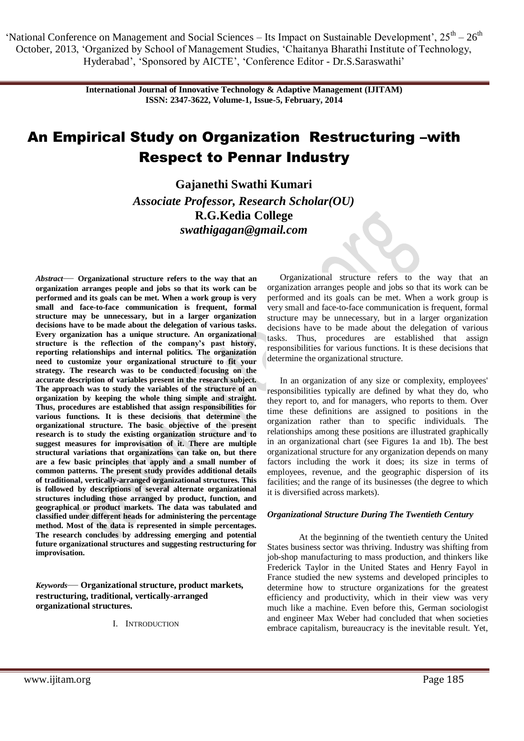# An Empirical Study on Organization Restructuring –with Respect to Pennar Industry

**Gajanethi Swathi Kumari**

*Associate Professor, Research Scholar(OU)*

**R.G.Kedia College**

*swathigagan@gmail.com*

***Abstract*— Organizational structure refers to the way that an organization arranges people and jobs so that its work can be performed and its goals can be met. When a work group is very small and face-to-face communication is frequent, formal structure may be unnecessary, but in a larger organization decisions have to be made about the delegation of various tasks. Every organization has a unique structure. An organizational structure is the reflection of the company's past history, reporting relationships and internal politics. The organization need to customize your organizational structure to fit your strategy. The research was to be conducted focusing on the accurate description of variables present in the research subject. The approach was to study the variables of the structure of an organization by keeping the whole thing simple and straight. Thus, procedures are established that assign responsibilities for various functions. It is these decisions that determine the organizational structure. The basic objective of the present research is to study the existing organization structure and to suggest measures for improvisation of it. There are multiple structural variations that organizations can take on, but there are a few basic principles that apply and a small number of common patterns. The present study provides additional details of traditional, vertically-arranged organizational structures. This is followed by descriptions of several alternate organizational structures including those arranged by product, function, and geographical or product markets. The data was tabulated and classified under different heads for administering the percentage method. Most of the data is represented in simple percentages. The research concludes by addressing emerging and potential future organizational structures and suggesting restructuring for improvisation.**

***Keywords*— Organizational structure, product markets, restructuring, traditional, vertically-arranged organizational structures.**

## I. Introduction

Organizational structure refers to the way that an organization arranges people and jobs so that its work can be performed and its goals can be met. When a work group is very small and face-to-face communication is frequent, formal structure may be unnecessary, but in a larger organization decisions have to be made about the delegation of various tasks. Thus, procedures are established that assign responsibilities for various functions. It is these decisions that determine the organizational structure.

In an organization of any size or complexity, employees' responsibilities typically are defined by what they do, who they report to, and for managers, who reports to them. Over time these definitions are assigned to positions in the organization rather than to specific individuals. The relationships among these positions are illustrated graphically in an organizational chart (see Figures 1a and 1b). The best organizational structure for any organization depends on many factors including the work it does; its size in terms of employees, revenue, and the geographic dispersion of its facilities; and the range of its businesses (the degree to which it is diversified across markets).

### *Organizational Structure During The Twentieth Century*

At the beginning of the twentieth century the United States business sector was thriving. Industry was shifting from job-shop manufacturing to mass production, and thinkers like Frederick Taylor in the United States and Henry Fayol in France studied the new systems and developed principles to determine how to structure organizations for the greatest efficiency and productivity, which in their view was very much like a machine. Even before this, German sociologist and engineer Max Weber had concluded that when societies embrace capitalism, bureaucracy is the inevitable result. Yet,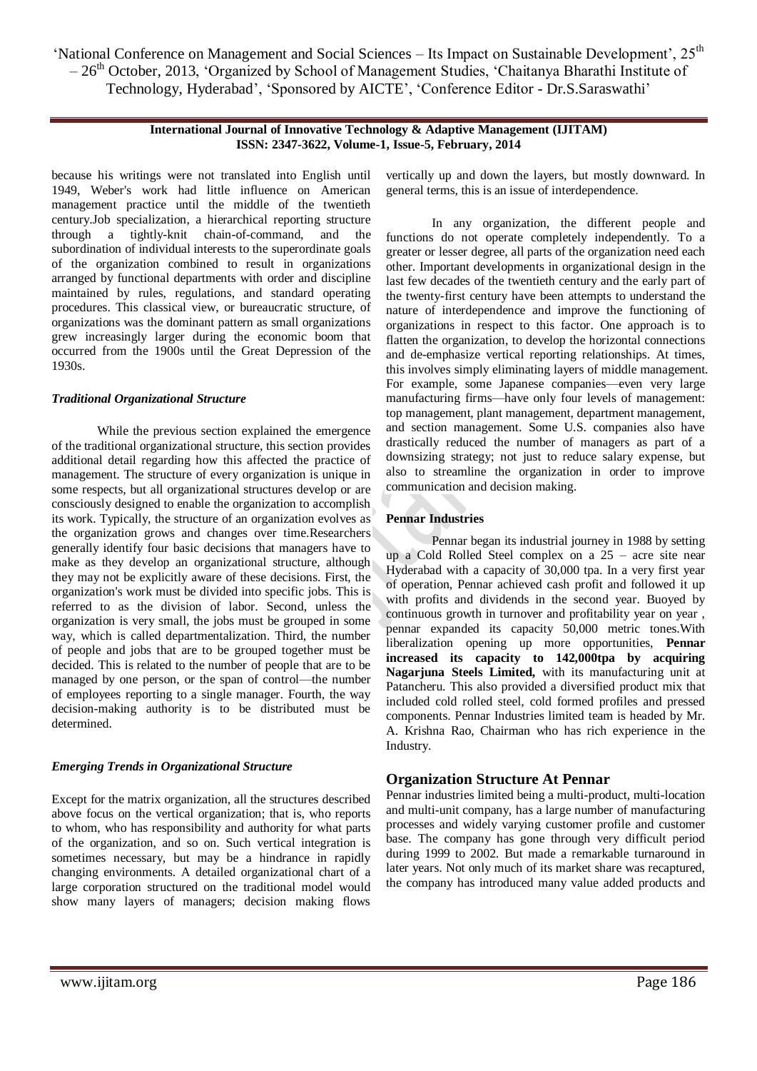because his writings were not translated into English until 1949, Weber's work had little influence on American management practice until the middle of the twentieth century.Job specialization, a hierarchical reporting structure through a tightly-knit chain-of-command, and the subordination of individual interests to the superordinate goals of the organization combined to result in organizations arranged by functional departments with order and discipline maintained by rules, regulations, and standard operating procedures. This classical view, or bureaucratic structure, of organizations was the dominant pattern as small organizations grew increasingly larger during the economic boom that occurred from the 1900s until the Great Depression of the 1930s.

### *Traditional Organizational Structure*

While the previous section explained the emergence of the traditional organizational structure, this section provides additional detail regarding how this affected the practice of management. The structure of every organization is unique in some respects, but all organizational structures develop or are consciously designed to enable the organization to accomplish its work. Typically, the structure of an organization evolves as the organization grows and changes over time.Researchers generally identify four basic decisions that managers have to make as they develop an organizational structure, although they may not be explicitly aware of these decisions. First, the organization's work must be divided into specific jobs. This is referred to as the division of labor. Second, unless the organization is very small, the jobs must be grouped in some way, which is called departmentalization. Third, the number of people and jobs that are to be grouped together must be decided. This is related to the number of people that are to be managed by one person, or the span of control—the number of employees reporting to a single manager. Fourth, the way decision-making authority is to be distributed must be determined.

### *Emerging Trends in Organizational Structure*

Except for the matrix organization, all the structures described above focus on the vertical organization; that is, who reports to whom, who has responsibility and authority for what parts of the organization, and so on. Such vertical integration is sometimes necessary, but may be a hindrance in rapidly changing environments. A detailed organizational chart of a large corporation structured on the traditional model would show many layers of managers; decision making flows vertically up and down the layers, but mostly downward. In general terms, this is an issue of interdependence.

In any organization, the different people and functions do not operate completely independently. To a greater or lesser degree, all parts of the organization need each other. Important developments in organizational design in the last few decades of the twentieth century and the early part of the twenty-first century have been attempts to understand the nature of interdependence and improve the functioning of organizations in respect to this factor. One approach is to flatten the organization, to develop the horizontal connections and de-emphasize vertical reporting relationships. At times, this involves simply eliminating layers of middle management. For example, some Japanese companies—even very large manufacturing firms—have only four levels of management: top management, plant management, department management, and section management. Some U.S. companies also have drastically reduced the number of managers as part of a downsizing strategy; not just to reduce salary expense, but also to streamline the organization in order to improve communication and decision making.

### **Pennar Industries**

Pennar began its industrial journey in 1988 by setting up a Cold Rolled Steel complex on a 25 – acre site near Hyderabad with a capacity of 30,000 tpa. In a very first year of operation, Pennar achieved cash profit and followed it up with profits and dividends in the second year. Buoyed by continuous growth in turnover and profitability year on year , pennar expanded its capacity 50,000 metric tones.With liberalization opening up more opportunities, **Pennar increased its capacity to 142,000tpa by acquiring Nagarjuna Steels Limited,** with its manufacturing unit at Patancheru. This also provided a diversified product mix that included cold rolled steel, cold formed profiles and pressed components. Pennar Industries limited team is headed by Mr. A. Krishna Rao, Chairman who has rich experience in the Industry.

## Organization Structure At Pennar

Pennar industries limited being a multi-product, multi-location and multi-unit company, has a large number of manufacturing processes and widely varying customer profile and customer base. The company has gone through very difficult period during 1999 to 2002. But made a remarkable turnaround in later years. Not only much of its market share was recaptured, the company has introduced many value added products and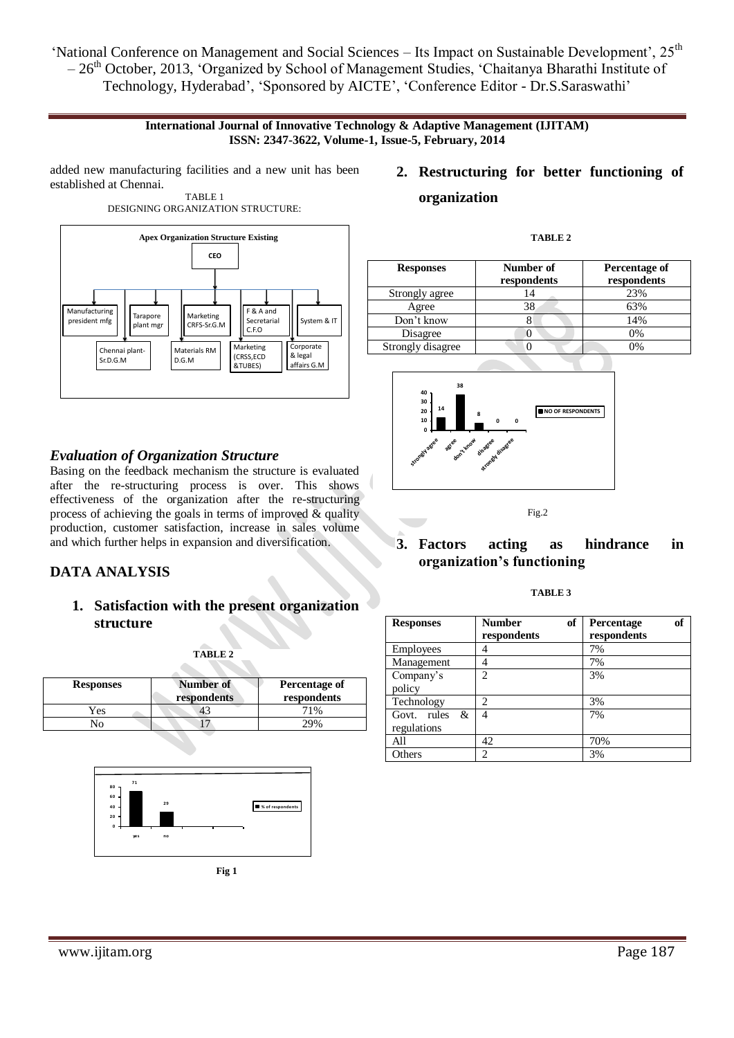added new manufacturing facilities and a new unit has been established at Chennai.

TABLE 1
DESIGNING ORGANIZATION STRUCTURE:

Apex Organization Structure Existing

CEO

Manufacturing president mfg | Tarapore plant mgr | Marketing CRFS-Sr.G.M | F & A and Secretarial C.F.O | System & IT

Chennai plant-Sr.D.G.M | Materials RM D.G.M | Marketing (CRSS,ECD &TUBES) | Corporate & legal affairs G.M

### *Evaluation of Organization Structure*

Basing on the feedback mechanism the structure is evaluated after the re-structuring process is over. This shows effectiveness of the organization after the re-structuring process of achieving the goals in terms of improved & quality production, customer satisfaction, increase in sales volume and which further helps in expansion and diversification.

## DATA ANALYSIS

### 1. Satisfaction with the present organization structure

**TABLE 2**

| Responses | Number of respondents | Percentage of respondents |
|---|---|---|
| Yes | 43 | 71% |
| No | 17 | 29% |

Fig 1

### 2. Restructuring for better functioning of organization

**TABLE 2**

| Responses | Number of respondents | Percentage of respondents |
|---|---|---|
| Strongly agree | 14 | 23% |
| Agree | 38 | 63% |
| Don't know | 8 | 14% |
| Disagree | 0 | 0% |
| Strongly disagree | 0 | 0% |

Fig.2

### 3. Factors acting as hindrance in organization's functioning

**TABLE 3**

| Responses | Number of respondents | Percentage of respondents |
|---|---|---|
| Employees | 4 | 7% |
| Management | 4 | 7% |
| Company's policy | 2 | 3% |
| Technology | 2 | 3% |
| Govt. rules & regulations | 4 | 7% |
| All | 42 | 70% |
| Others | 2 | 3% |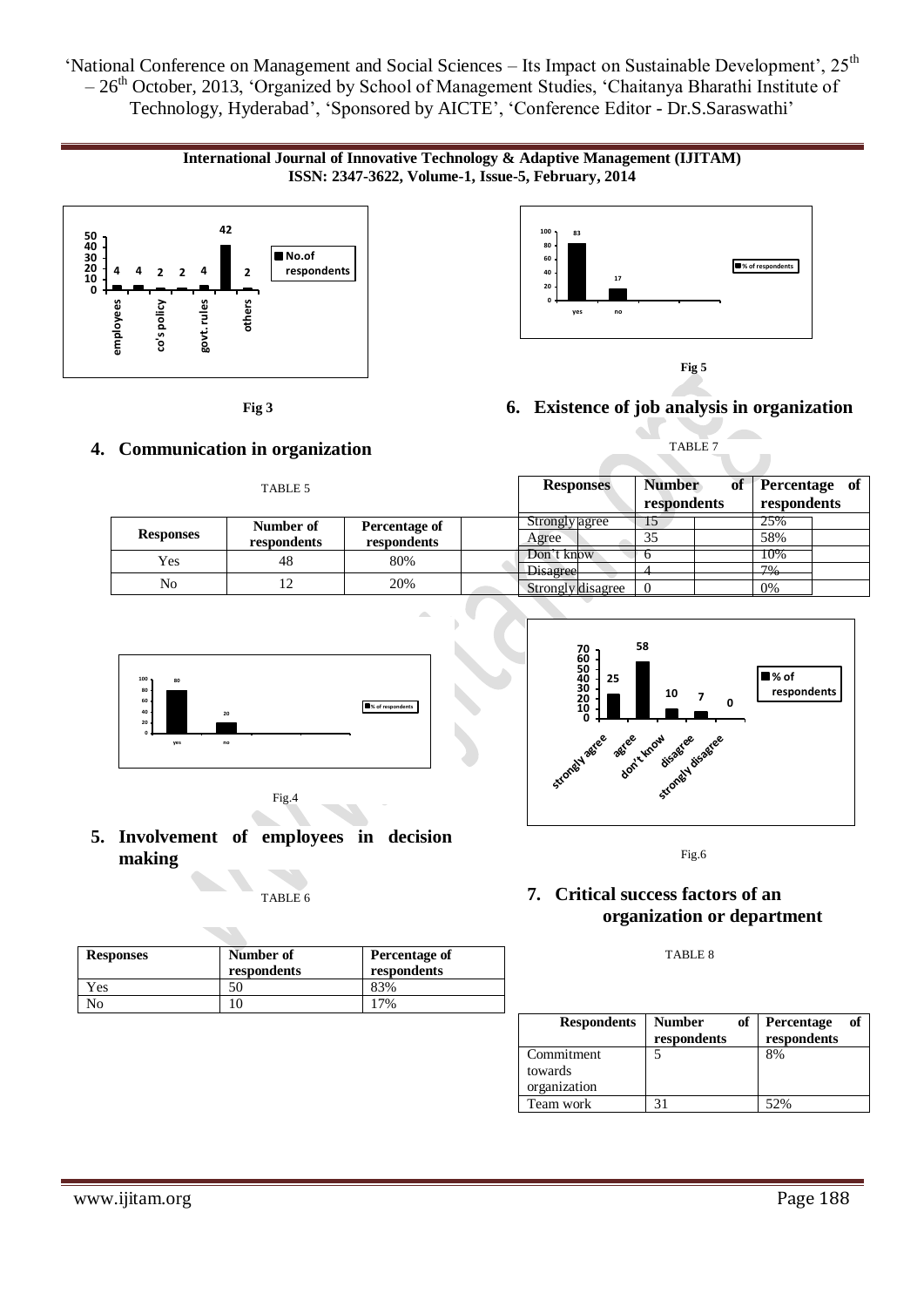Fig 3

Fig 5

## 4. Communication in organization

TABLE 5

| Responses | Number of respondents | Percentage of respondents |
|---|---|---|
| Yes | 48 | 80% |
| No | 12 | 20% |

Fig.4

## 5. Involvement of employees in decision making

TABLE 6

| Responses | Number of respondents | Percentage of respondents |
|---|---|---|
| Yes | 50 | 83% |
| No | 10 | 17% |

## 6. Existence of job analysis in organization

TABLE 7

| Responses | Number of respondents | Percentage of respondents |
|---|---|---|
| Strongly agree | 15 | 25% |
| Agree | 35 | 58% |
| Don't know | 6 | 10% |
| Disagree | 4 | 7% |
| Strongly disagree | 0 | 0% |

Fig.6

## 7. Critical success factors of an organization or department

TABLE 8

| Respondents | Number of respondents | Percentage of respondents |
|---|---|---|
| Commitment towards organization | 5 | 8% |
| Team work | 31 | 52% |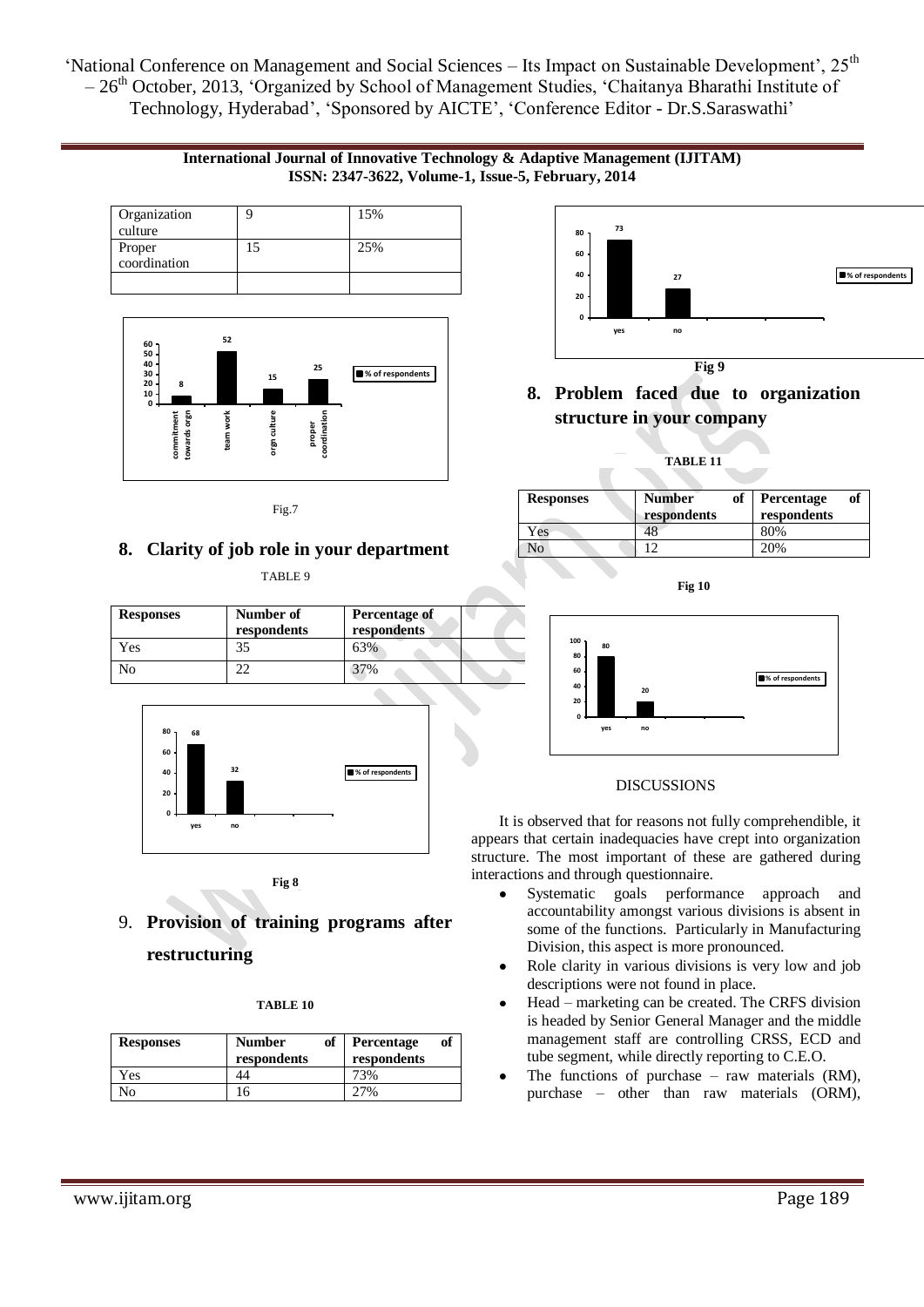| Organization culture | 9 | 15% |
|---|---|---|
| Proper coordination | 15 | 25% |
| | | |

Fig.7

## 8. Clarity of job role in your department

TABLE 9

| Responses | Number of respondents | Percentage of respondents |
|---|---|---|
| Yes | 35 | 63% |
| No | 22 | 37% |

**Fig 8**

## 9. Provision of training programs after restructuring

**TABLE 10**

| Responses | Number of respondents | Percentage of respondents |
|---|---|---|
| Yes | 44 | 73% |
| No | 16 | 27% |

**Fig 9**

## 8. Problem faced due to organization structure in your company

**TABLE 11**

| Responses | Number of respondents | Percentage of respondents |
|---|---|---|
| Yes | 48 | 80% |
| No | 12 | 20% |

**Fig 10**

DISCUSSIONS

It is observed that for reasons not fully comprehendible, it appears that certain inadequacies have crept into organization structure. The most important of these are gathered during interactions and through questionnaire.

- Systematic goals performance approach and accountability amongst various divisions is absent in some of the functions. Particularly in Manufacturing Division, this aspect is more pronounced.
- Role clarity in various divisions is very low and job descriptions were not found in place.
- Head – marketing can be created. The CRFS division is headed by Senior General Manager and the middle management staff are controlling CRSS, ECD and tube segment, while directly reporting to C.E.O.
- The functions of purchase – raw materials (RM), purchase – other than raw materials (ORM),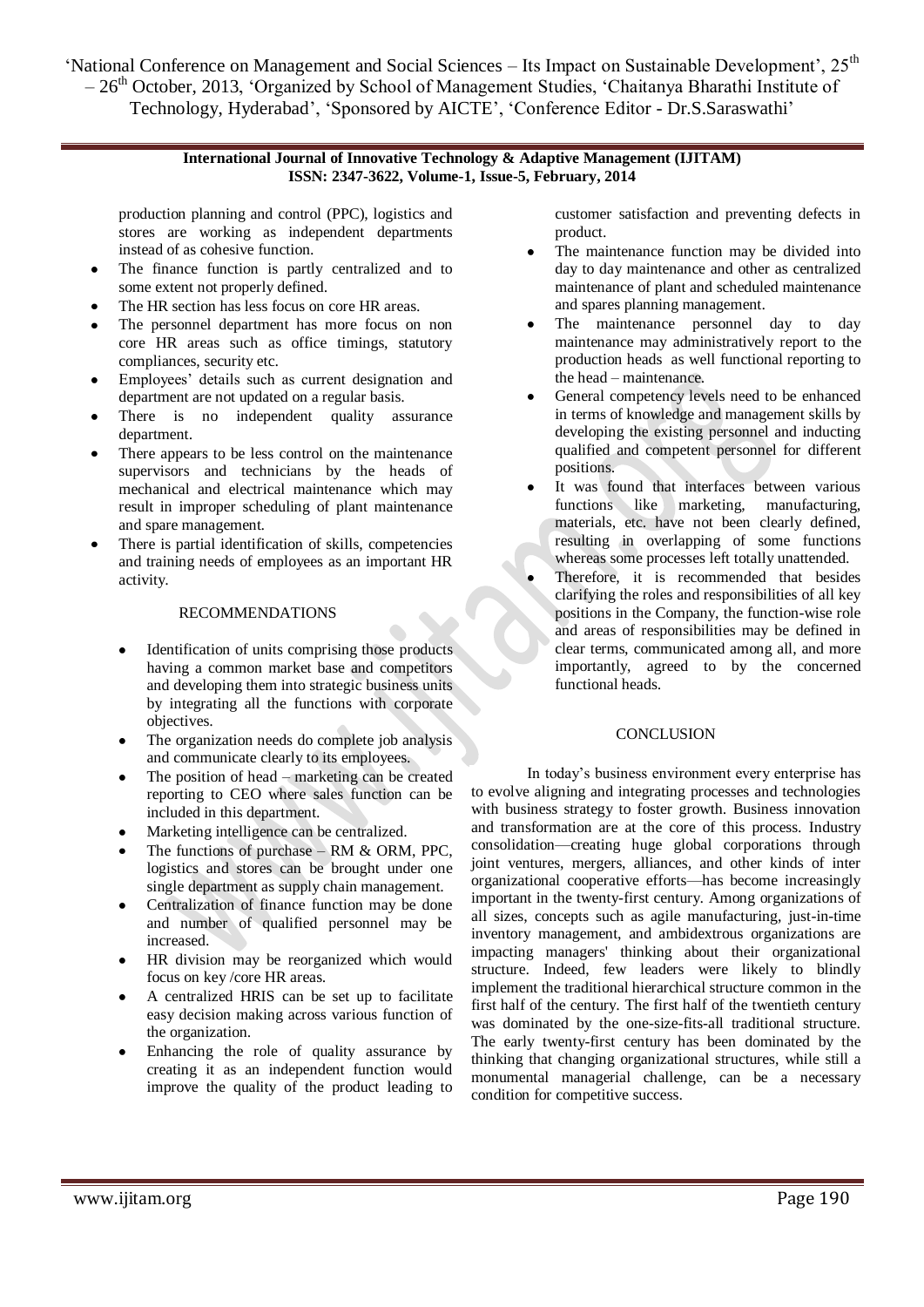production planning and control (PPC), logistics and stores are working as independent departments instead of as cohesive function.

- The finance function is partly centralized and to some extent not properly defined.
- The HR section has less focus on core HR areas.
- The personnel department has more focus on non core HR areas such as office timings, statutory compliances, security etc.
- Employees' details such as current designation and department are not updated on a regular basis.
- There is no independent quality assurance department.
- There appears to be less control on the maintenance supervisors and technicians by the heads of mechanical and electrical maintenance which may result in improper scheduling of plant maintenance and spare management.
- There is partial identification of skills, competencies and training needs of employees as an important HR activity.

## RECOMMENDATIONS

- Identification of units comprising those products having a common market base and competitors and developing them into strategic business units by integrating all the functions with corporate objectives.
- The organization needs do complete job analysis and communicate clearly to its employees.
- The position of head – marketing can be created reporting to CEO where sales function can be included in this department.
- Marketing intelligence can be centralized.
- The functions of purchase – RM & ORM, PPC, logistics and stores can be brought under one single department as supply chain management.
- Centralization of finance function may be done and number of qualified personnel may be increased.
- HR division may be reorganized which would focus on key /core HR areas.
- A centralized HRIS can be set up to facilitate easy decision making across various function of the organization.
- Enhancing the role of quality assurance by creating it as an independent function would improve the quality of the product leading to customer satisfaction and preventing defects in product.
- The maintenance function may be divided into day to day maintenance and other as centralized maintenance of plant and scheduled maintenance and spares planning management.
- The maintenance personnel day to day maintenance may administratively report to the production heads as well functional reporting to the head – maintenance.
- General competency levels need to be enhanced in terms of knowledge and management skills by developing the existing personnel and inducting qualified and competent personnel for different positions.
- It was found that interfaces between various functions like marketing, manufacturing, materials, etc. have not been clearly defined, resulting in overlapping of some functions whereas some processes left totally unattended.
- Therefore, it is recommended that besides clarifying the roles and responsibilities of all key positions in the Company, the function-wise role and areas of responsibilities may be defined in clear terms, communicated among all, and more importantly, agreed to by the concerned functional heads.

## CONCLUSION

In today's business environment every enterprise has to evolve aligning and integrating processes and technologies with business strategy to foster growth. Business innovation and transformation are at the core of this process. Industry consolidation—creating huge global corporations through joint ventures, mergers, alliances, and other kinds of inter organizational cooperative efforts—has become increasingly important in the twenty-first century. Among organizations of all sizes, concepts such as agile manufacturing, just-in-time inventory management, and ambidextrous organizations are impacting managers' thinking about their organizational structure. Indeed, few leaders were likely to blindly implement the traditional hierarchical structure common in the first half of the century. The first half of the twentieth century was dominated by the one-size-fits-all traditional structure. The early twenty-first century has been dominated by the thinking that changing organizational structures, while still a monumental managerial challenge, can be a necessary condition for competitive success.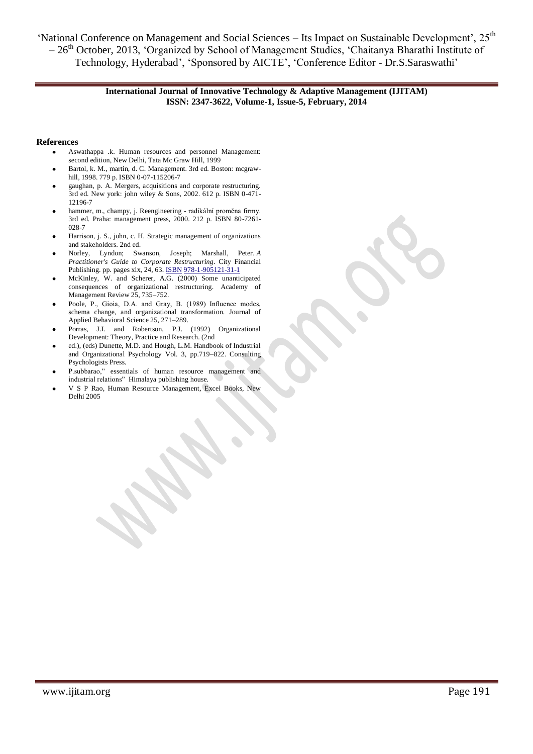**References**

- Aswathappa .k. Human resources and personnel Management: second edition, New Delhi, Tata Mc Graw Hill, 1999
- Bartol, k. M., martin, d. C. Management. 3rd ed. Boston: mcgraw-hill, 1998. 779 p. ISBN 0-07-115206-7
- gaughan, p. A. Mergers, acquisitions and corporate restructuring. 3rd ed. New york: john wiley & Sons, 2002. 612 p. ISBN 0-471-12196-7
- hammer, m., champy, j. Reengineering - radikální proměna firmy. 3rd ed. Praha: management press, 2000. 212 p. ISBN 80-7261-028-7
- Harrison, j. S., john, c. H. Strategic management of organizations and stakeholders. 2nd ed.
- Norley, Lyndon; Swanson, Joseph; Marshall, Peter. *A Practitioner's Guide to Corporate Restructuring*. City Financial Publishing. pp. pages xix, 24, 63. ISBN 978-1-905121-31-1
- McKinley, W. and Scherer, A.G. (2000) Some unanticipated consequences of organizational restructuring. Academy of Management Review 25, 735–752.
- Poole, P., Gioia, D.A. and Gray, B. (1989) Influence modes, schema change, and organizational transformation. Journal of Applied Behavioral Science 25, 271–289.
- Porras, J.I. and Robertson, P.J. (1992) Organizational Development: Theory, Practice and Research. (2nd
- ed.), (eds) Dunette, M.D. and Hough, L.M. Handbook of Industrial and Organizational Psychology Vol. 3, pp.719–822. Consulting Psychologists Press.
- P.subbarao," essentials of human resource management and industrial relations" Himalaya publishing house.
- V S P Rao, Human Resource Management, Excel Books, New Delhi 2005